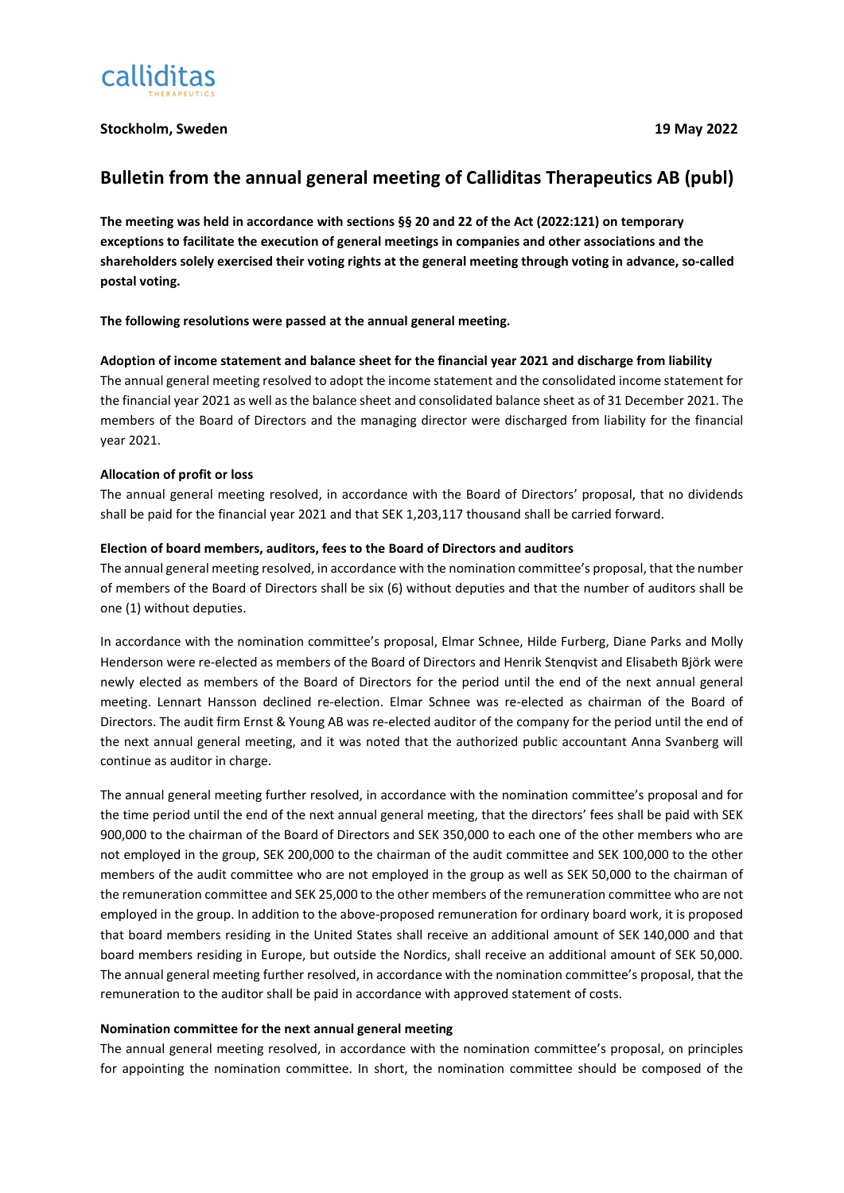calliditas
THERAPEUTICS

**Stockholm, Sweden** **19 May 2022**

# Bulletin from the annual general meeting of Calliditas Therapeutics AB (publ)

**The meeting was held in accordance with sections §§ 20 and 22 of the Act (2022:121) on temporary exceptions to facilitate the execution of general meetings in companies and other associations and the shareholders solely exercised their voting rights at the general meeting through voting in advance, so-called postal voting.**

**The following resolutions were passed at the annual general meeting.**

**Adoption of income statement and balance sheet for the financial year 2021 and discharge from liability**

The annual general meeting resolved to adopt the income statement and the consolidated income statement for the financial year 2021 as well as the balance sheet and consolidated balance sheet as of 31 December 2021. The members of the Board of Directors and the managing director were discharged from liability for the financial year 2021.

**Allocation of profit or loss**

The annual general meeting resolved, in accordance with the Board of Directors' proposal, that no dividends shall be paid for the financial year 2021 and that SEK 1,203,117 thousand shall be carried forward.

**Election of board members, auditors, fees to the Board of Directors and auditors**

The annual general meeting resolved, in accordance with the nomination committee's proposal, that the number of members of the Board of Directors shall be six (6) without deputies and that the number of auditors shall be one (1) without deputies.

In accordance with the nomination committee's proposal, Elmar Schnee, Hilde Furberg, Diane Parks and Molly Henderson were re-elected as members of the Board of Directors and Henrik Stenqvist and Elisabeth Björk were newly elected as members of the Board of Directors for the period until the end of the next annual general meeting. Lennart Hansson declined re-election. Elmar Schnee was re-elected as chairman of the Board of Directors. The audit firm Ernst & Young AB was re-elected auditor of the company for the period until the end of the next annual general meeting, and it was noted that the authorized public accountant Anna Svanberg will continue as auditor in charge.

The annual general meeting further resolved, in accordance with the nomination committee's proposal and for the time period until the end of the next annual general meeting, that the directors' fees shall be paid with SEK 900,000 to the chairman of the Board of Directors and SEK 350,000 to each one of the other members who are not employed in the group, SEK 200,000 to the chairman of the audit committee and SEK 100,000 to the other members of the audit committee who are not employed in the group as well as SEK 50,000 to the chairman of the remuneration committee and SEK 25,000 to the other members of the remuneration committee who are not employed in the group. In addition to the above-proposed remuneration for ordinary board work, it is proposed that board members residing in the United States shall receive an additional amount of SEK 140,000 and that board members residing in Europe, but outside the Nordics, shall receive an additional amount of SEK 50,000. The annual general meeting further resolved, in accordance with the nomination committee's proposal, that the remuneration to the auditor shall be paid in accordance with approved statement of costs.

**Nomination committee for the next annual general meeting**

The annual general meeting resolved, in accordance with the nomination committee's proposal, on principles for appointing the nomination committee. In short, the nomination committee should be composed of the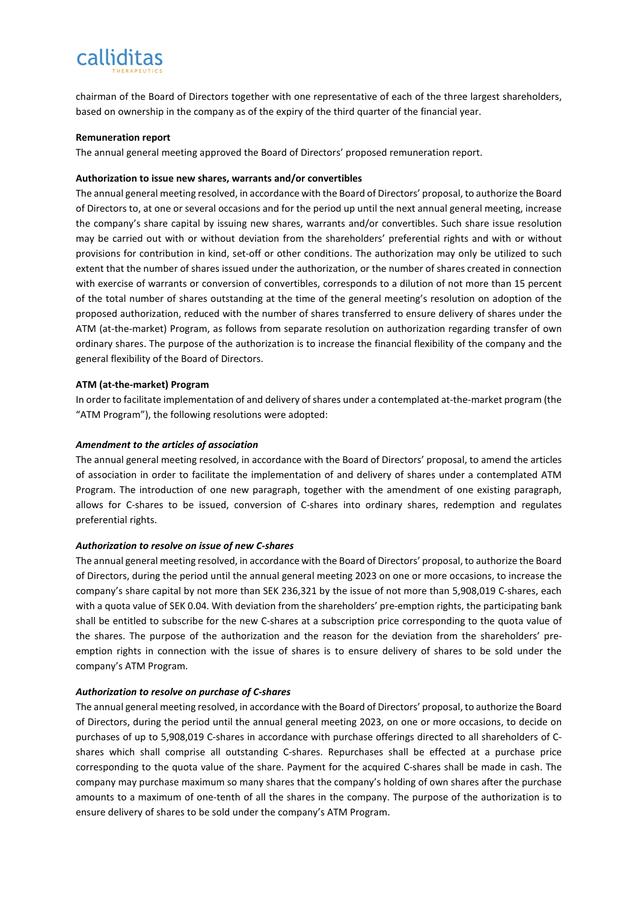chairman of the Board of Directors together with one representative of each of the three largest shareholders, based on ownership in the company as of the expiry of the third quarter of the financial year.

**Remuneration report**

The annual general meeting approved the Board of Directors' proposed remuneration report.

**Authorization to issue new shares, warrants and/or convertibles**

The annual general meeting resolved, in accordance with the Board of Directors' proposal, to authorize the Board of Directors to, at one or several occasions and for the period up until the next annual general meeting, increase the company's share capital by issuing new shares, warrants and/or convertibles. Such share issue resolution may be carried out with or without deviation from the shareholders' preferential rights and with or without provisions for contribution in kind, set-off or other conditions. The authorization may only be utilized to such extent that the number of shares issued under the authorization, or the number of shares created in connection with exercise of warrants or conversion of convertibles, corresponds to a dilution of not more than 15 percent of the total number of shares outstanding at the time of the general meeting's resolution on adoption of the proposed authorization, reduced with the number of shares transferred to ensure delivery of shares under the ATM (at-the-market) Program, as follows from separate resolution on authorization regarding transfer of own ordinary shares. The purpose of the authorization is to increase the financial flexibility of the company and the general flexibility of the Board of Directors.

**ATM (at-the-market) Program**

In order to facilitate implementation of and delivery of shares under a contemplated at-the-market program (the "ATM Program"), the following resolutions were adopted:

***Amendment to the articles of association***

The annual general meeting resolved, in accordance with the Board of Directors' proposal, to amend the articles of association in order to facilitate the implementation of and delivery of shares under a contemplated ATM Program. The introduction of one new paragraph, together with the amendment of one existing paragraph, allows for C-shares to be issued, conversion of C-shares into ordinary shares, redemption and regulates preferential rights.

***Authorization to resolve on issue of new C-shares***

The annual general meeting resolved, in accordance with the Board of Directors' proposal, to authorize the Board of Directors, during the period until the annual general meeting 2023 on one or more occasions, to increase the company's share capital by not more than SEK 236,321 by the issue of not more than 5,908,019 C-shares, each with a quota value of SEK 0.04. With deviation from the shareholders' pre-emption rights, the participating bank shall be entitled to subscribe for the new C-shares at a subscription price corresponding to the quota value of the shares. The purpose of the authorization and the reason for the deviation from the shareholders' pre-emption rights in connection with the issue of shares is to ensure delivery of shares to be sold under the company's ATM Program.

***Authorization to resolve on purchase of C-shares***

The annual general meeting resolved, in accordance with the Board of Directors' proposal, to authorize the Board of Directors, during the period until the annual general meeting 2023, on one or more occasions, to decide on purchases of up to 5,908,019 C-shares in accordance with purchase offerings directed to all shareholders of C-shares which shall comprise all outstanding C-shares. Repurchases shall be effected at a purchase price corresponding to the quota value of the share. Payment for the acquired C-shares shall be made in cash. The company may purchase maximum so many shares that the company's holding of own shares after the purchase amounts to a maximum of one-tenth of all the shares in the company. The purpose of the authorization is to ensure delivery of shares to be sold under the company's ATM Program.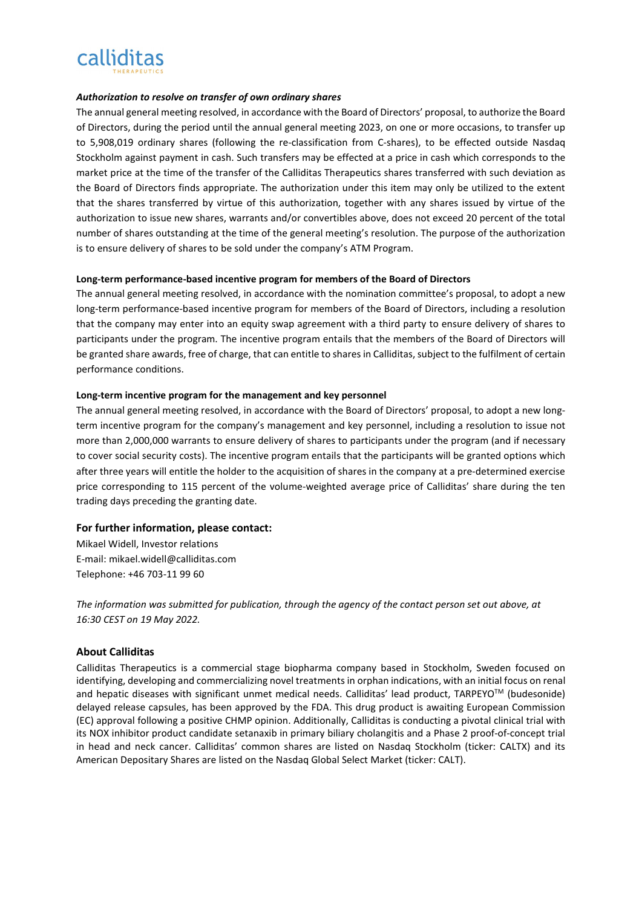***Authorization to resolve on transfer of own ordinary shares***

The annual general meeting resolved, in accordance with the Board of Directors' proposal, to authorize the Board of Directors, during the period until the annual general meeting 2023, on one or more occasions, to transfer up to 5,908,019 ordinary shares (following the re-classification from C-shares), to be effected outside Nasdaq Stockholm against payment in cash. Such transfers may be effected at a price in cash which corresponds to the market price at the time of the transfer of the Calliditas Therapeutics shares transferred with such deviation as the Board of Directors finds appropriate. The authorization under this item may only be utilized to the extent that the shares transferred by virtue of this authorization, together with any shares issued by virtue of the authorization to issue new shares, warrants and/or convertibles above, does not exceed 20 percent of the total number of shares outstanding at the time of the general meeting's resolution. The purpose of the authorization is to ensure delivery of shares to be sold under the company's ATM Program.

**Long-term performance-based incentive program for members of the Board of Directors**

The annual general meeting resolved, in accordance with the nomination committee's proposal, to adopt a new long-term performance-based incentive program for members of the Board of Directors, including a resolution that the company may enter into an equity swap agreement with a third party to ensure delivery of shares to participants under the program. The incentive program entails that the members of the Board of Directors will be granted share awards, free of charge, that can entitle to shares in Calliditas, subject to the fulfilment of certain performance conditions.

**Long-term incentive program for the management and key personnel**

The annual general meeting resolved, in accordance with the Board of Directors' proposal, to adopt a new long-term incentive program for the company's management and key personnel, including a resolution to issue not more than 2,000,000 warrants to ensure delivery of shares to participants under the program (and if necessary to cover social security costs). The incentive program entails that the participants will be granted options which after three years will entitle the holder to the acquisition of shares in the company at a pre-determined exercise price corresponding to 115 percent of the volume-weighted average price of Calliditas' share during the ten trading days preceding the granting date.

### For further information, please contact:

Mikael Widell, Investor relations
E-mail: mikael.widell@calliditas.com
Telephone: +46 703-11 99 60

*The information was submitted for publication, through the agency of the contact person set out above, at 16:30 CEST on 19 May 2022.*

### About Calliditas

Calliditas Therapeutics is a commercial stage biopharma company based in Stockholm, Sweden focused on identifying, developing and commercializing novel treatments in orphan indications, with an initial focus on renal and hepatic diseases with significant unmet medical needs. Calliditas' lead product, TARPEYO™ (budesonide) delayed release capsules, has been approved by the FDA. This drug product is awaiting European Commission (EC) approval following a positive CHMP opinion. Additionally, Calliditas is conducting a pivotal clinical trial with its NOX inhibitor product candidate setanaxib in primary biliary cholangitis and a Phase 2 proof-of-concept trial in head and neck cancer. Calliditas' common shares are listed on Nasdaq Stockholm (ticker: CALTX) and its American Depositary Shares are listed on the Nasdaq Global Select Market (ticker: CALT).